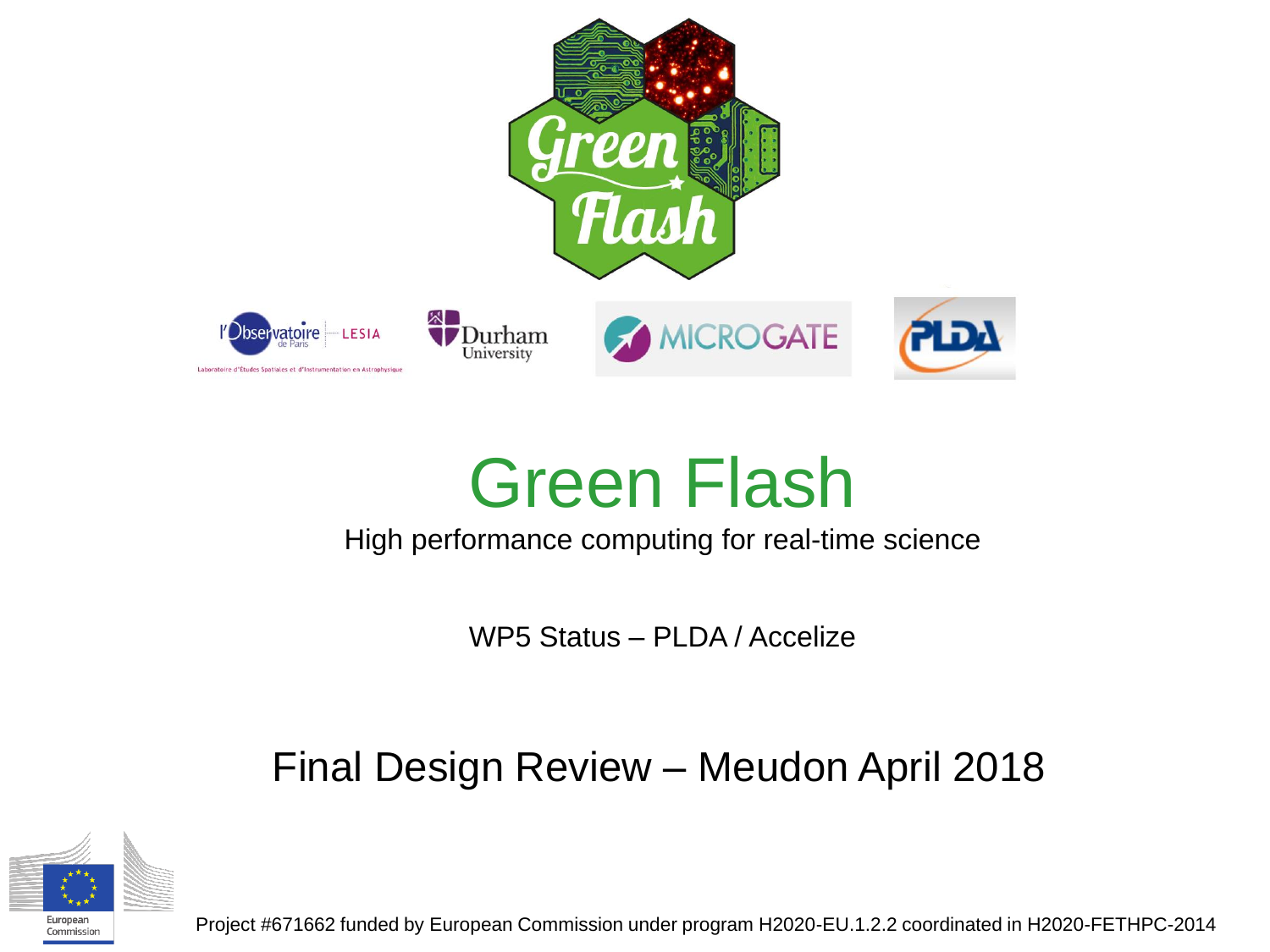# Green Flash

High performance computing for real-time science

WP5 Status – PLDA / Accelize

Final Design Review – Meudon April 2018

Project #671662 funded by European Commission under program H2020-EU.1.2.2 coordinated in H2020-FETHPC-2014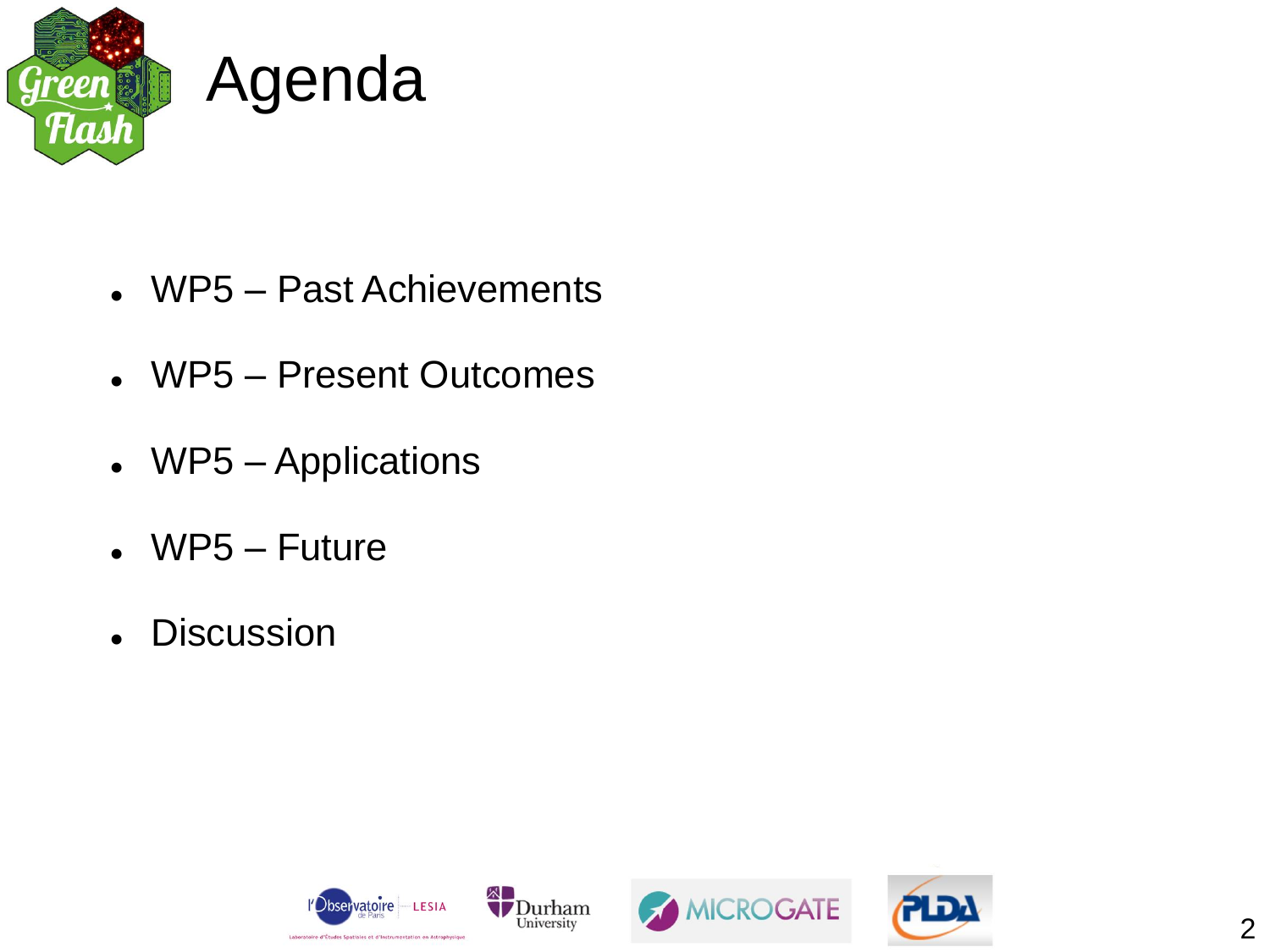# Agenda

- WP5 – Past Achievements
- WP5 – Present Outcomes
- WP5 – Applications
- WP5 – Future
- Discussion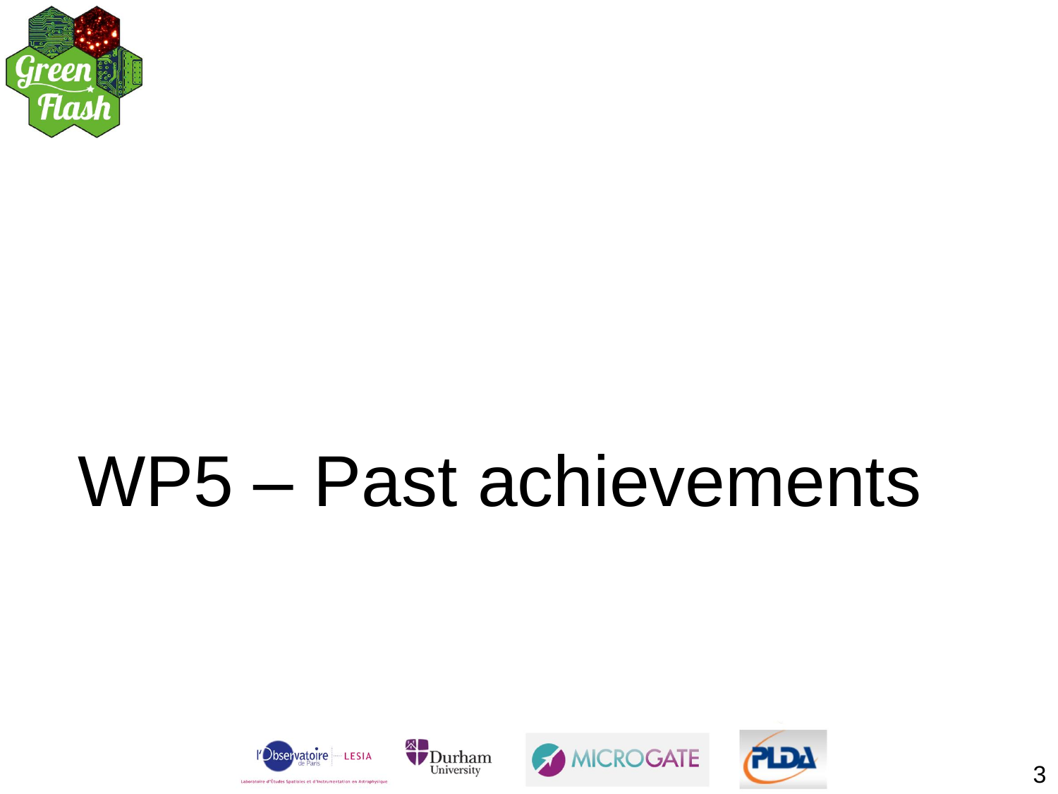# WP5 – Past achievements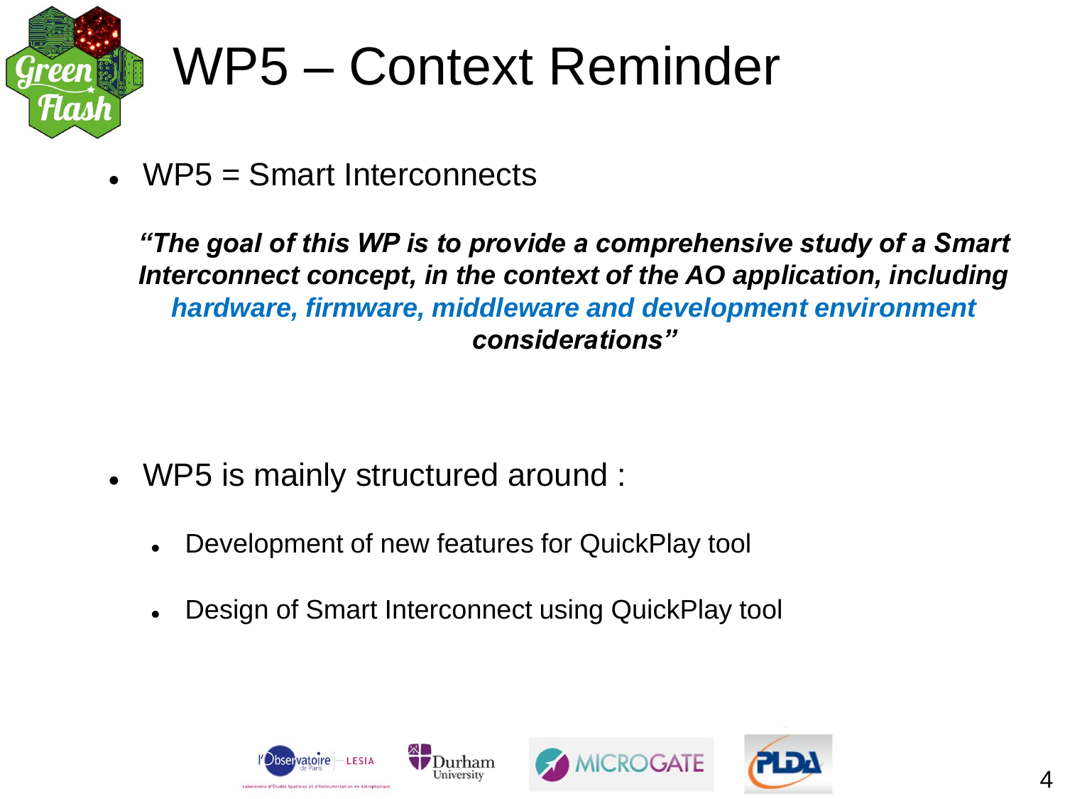# WP5 – Context Reminder

- WP5 = Smart Interconnects

  ***"The goal of this WP is to provide a comprehensive study of a Smart Interconnect concept, in the context of the AO application, including hardware, firmware, middleware and development environment considerations"***

- WP5 is mainly structured around :
  - Development of new features for QuickPlay tool
  - Design of Smart Interconnect using QuickPlay tool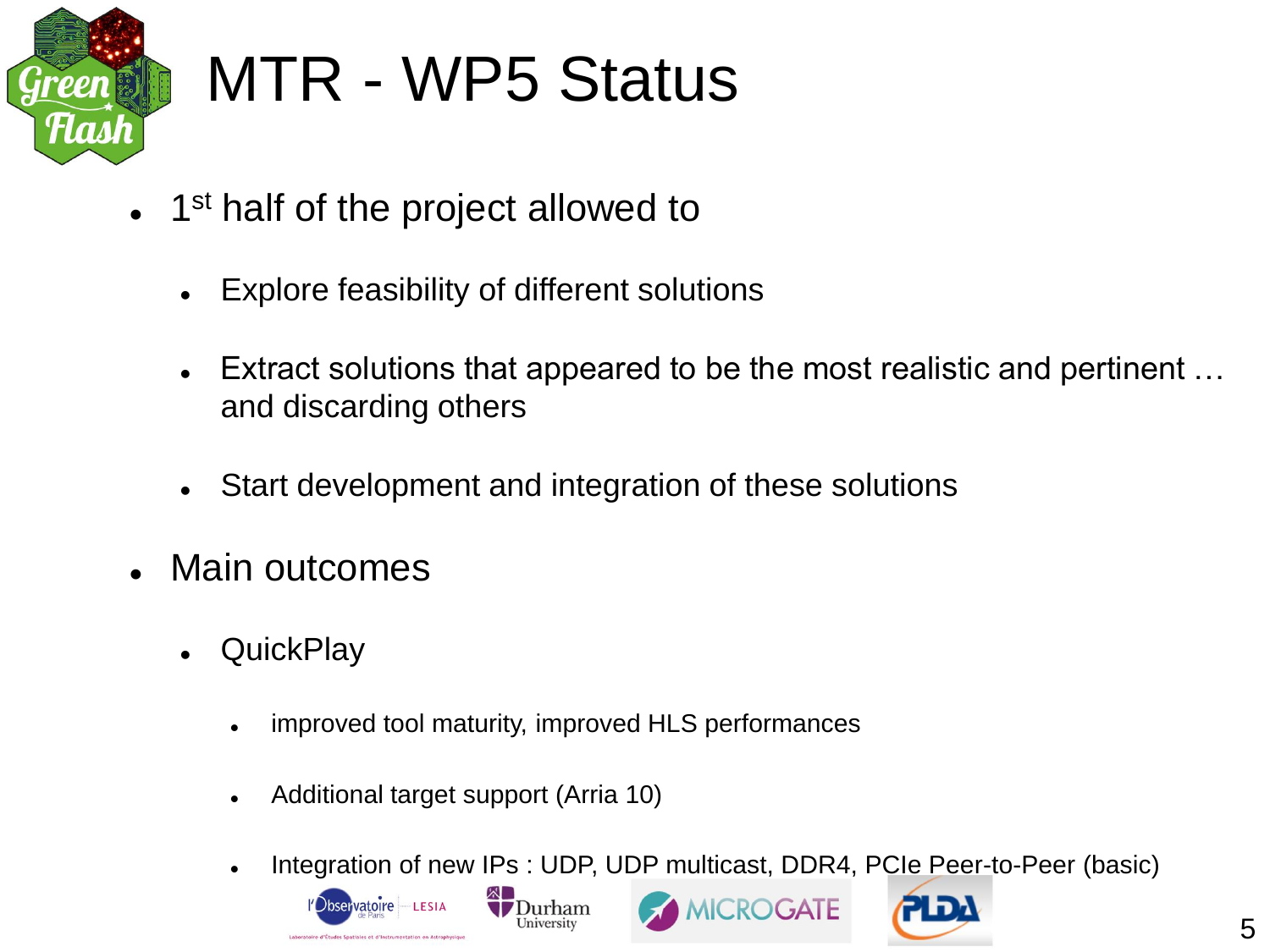# MTR - WP5 Status

- 1st half of the project allowed to
  - Explore feasibility of different solutions
  - Extract solutions that appeared to be the most realistic and pertinent … and discarding others
  - Start development and integration of these solutions
- Main outcomes
  - QuickPlay
    - improved tool maturity, improved HLS performances
    - Additional target support (Arria 10)
    - Integration of new IPs : UDP, UDP multicast, DDR4, PCIe Peer-to-Peer (basic)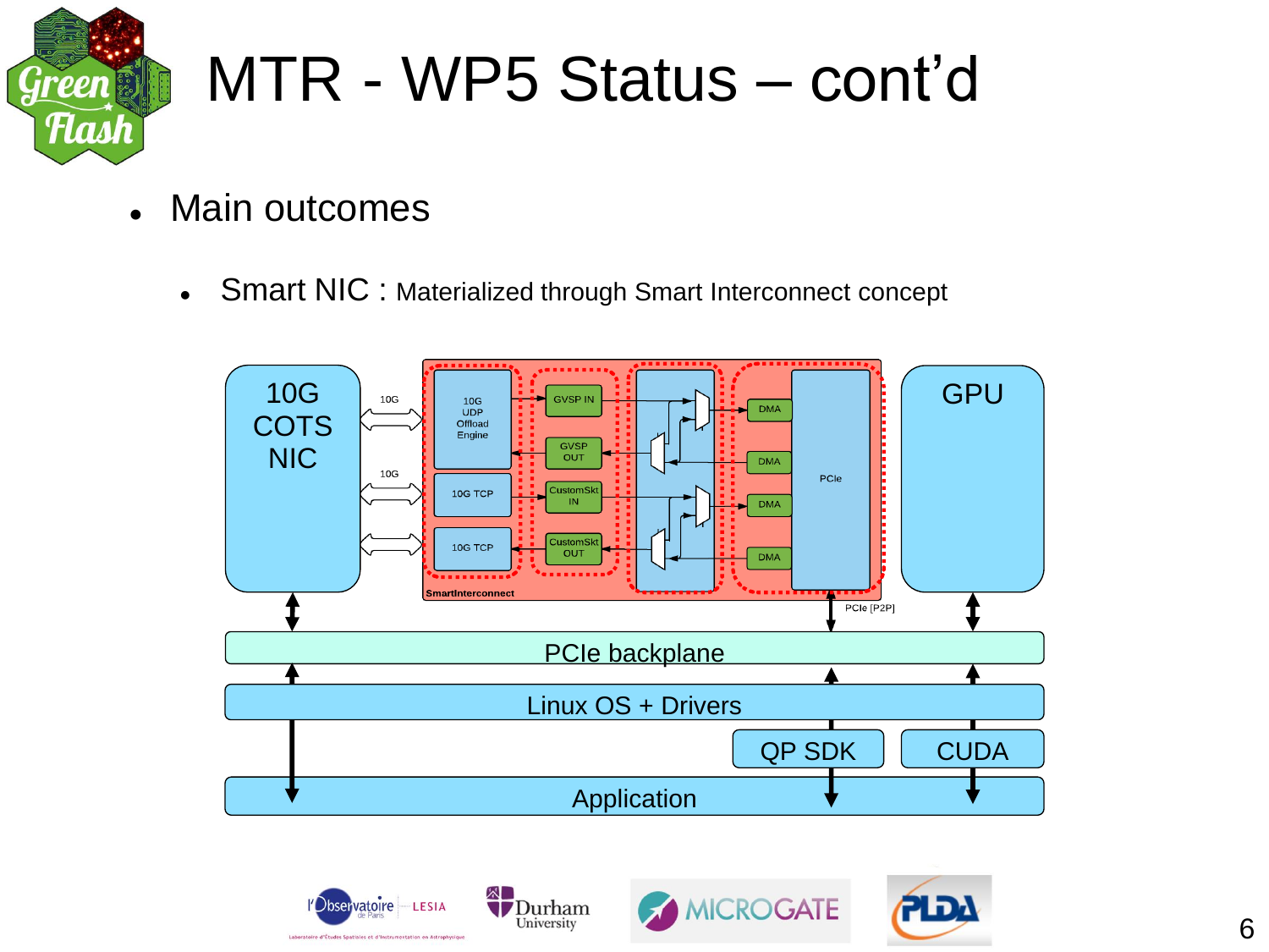# MTR - WP5 Status – cont'd

- Main outcomes
  - Smart NIC : Materialized through Smart Interconnect concept

10G COTS NIC

10G

10G

10G UDP Offload Engine

10G TCP

10G TCP

GVSP IN

GVSP OUT

CustomSkt IN

CustomSkt OUT

DMA

DMA

DMA

DMA

PCIe

SmartInterconnect

GPU

PCIe [P2P]

PCIe backplane

Linux OS + Drivers

QP SDK

CUDA

Application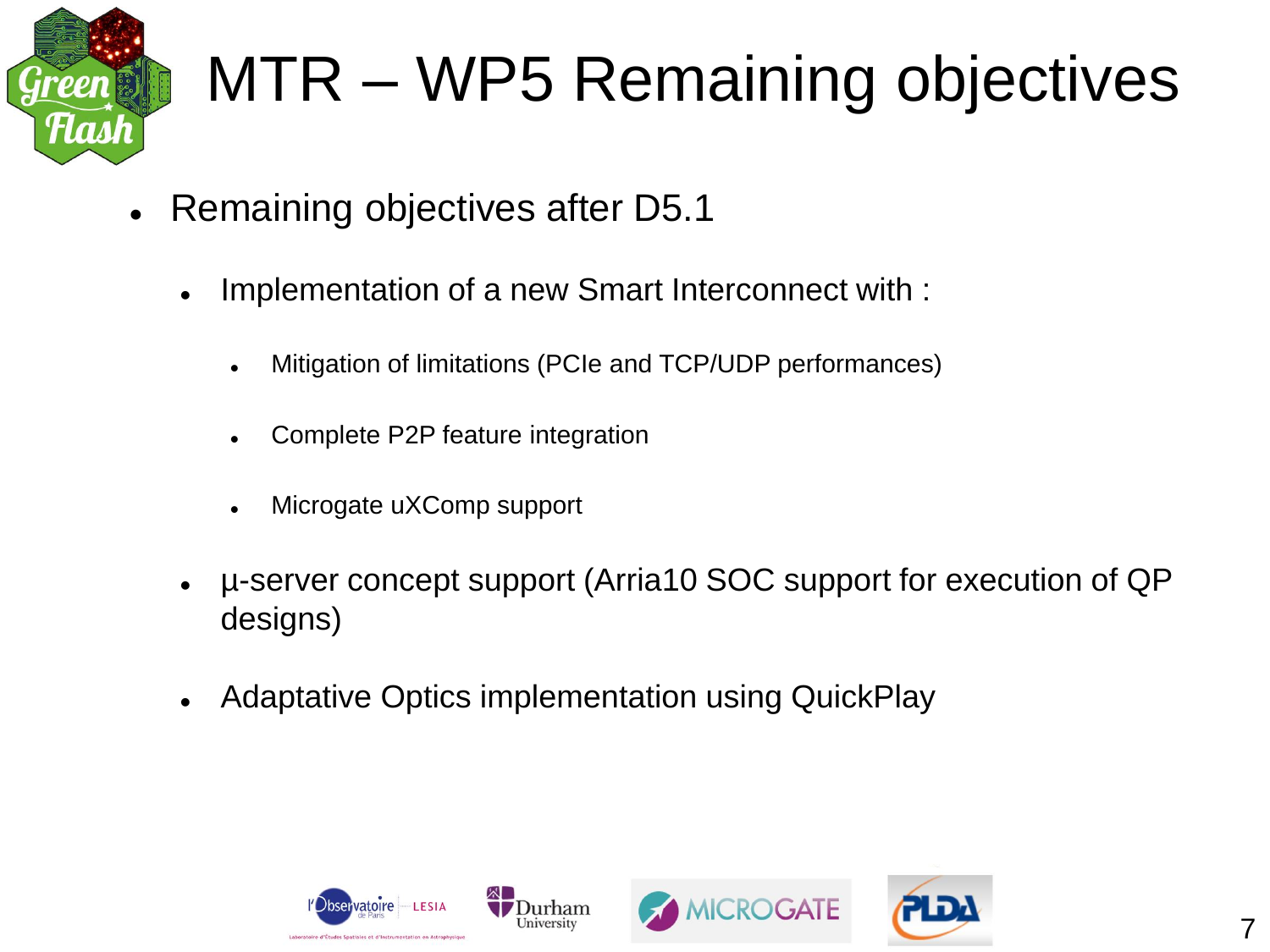# MTR – WP5 Remaining objectives

- Remaining objectives after D5.1
  - Implementation of a new Smart Interconnect with :
    - Mitigation of limitations (PCIe and TCP/UDP performances)
    - Complete P2P feature integration
    - Microgate uXComp support
  - µ-server concept support (Arria10 SOC support for execution of QP designs)
  - Adaptative Optics implementation using QuickPlay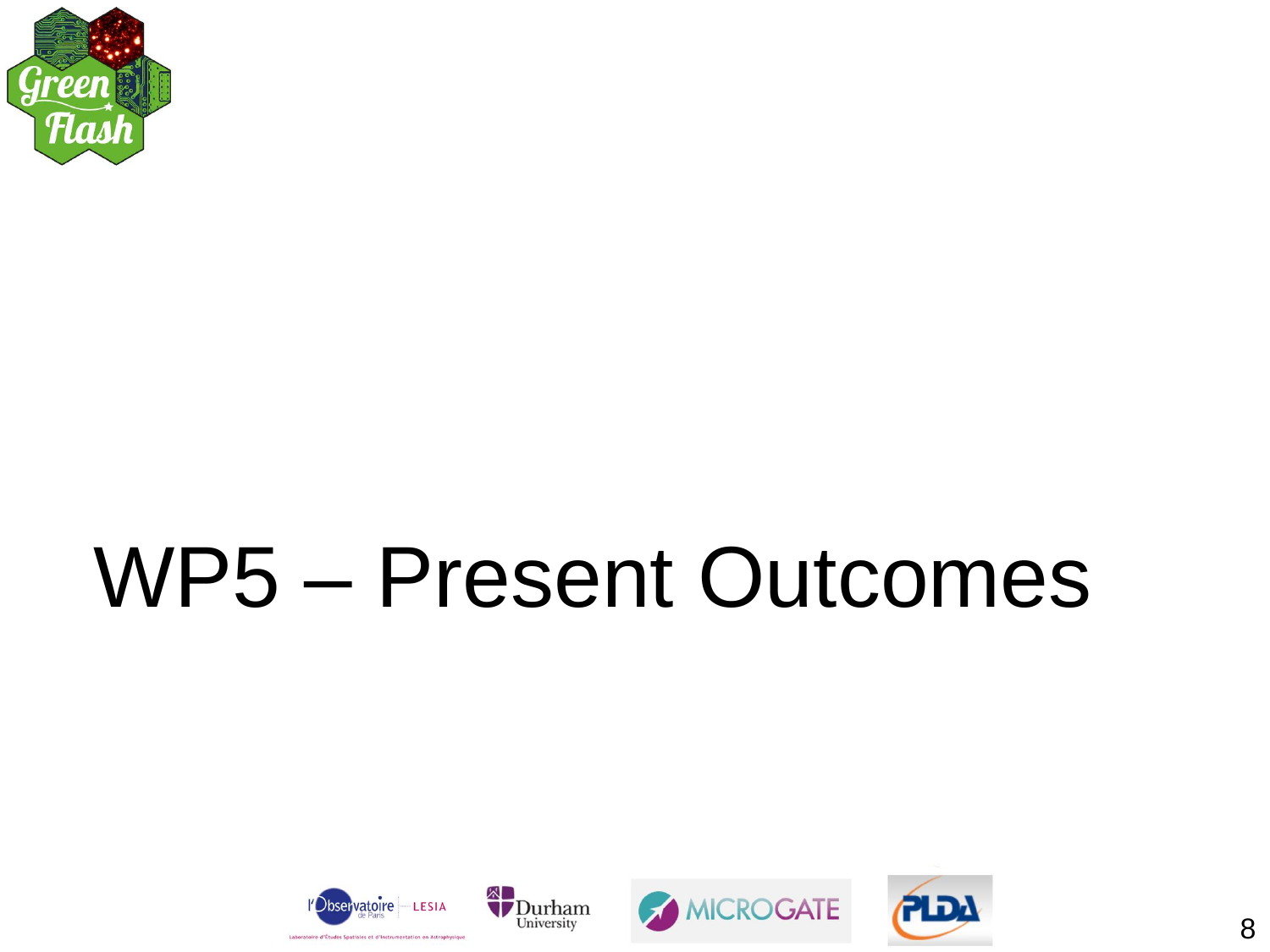# WP5 – Present Outcomes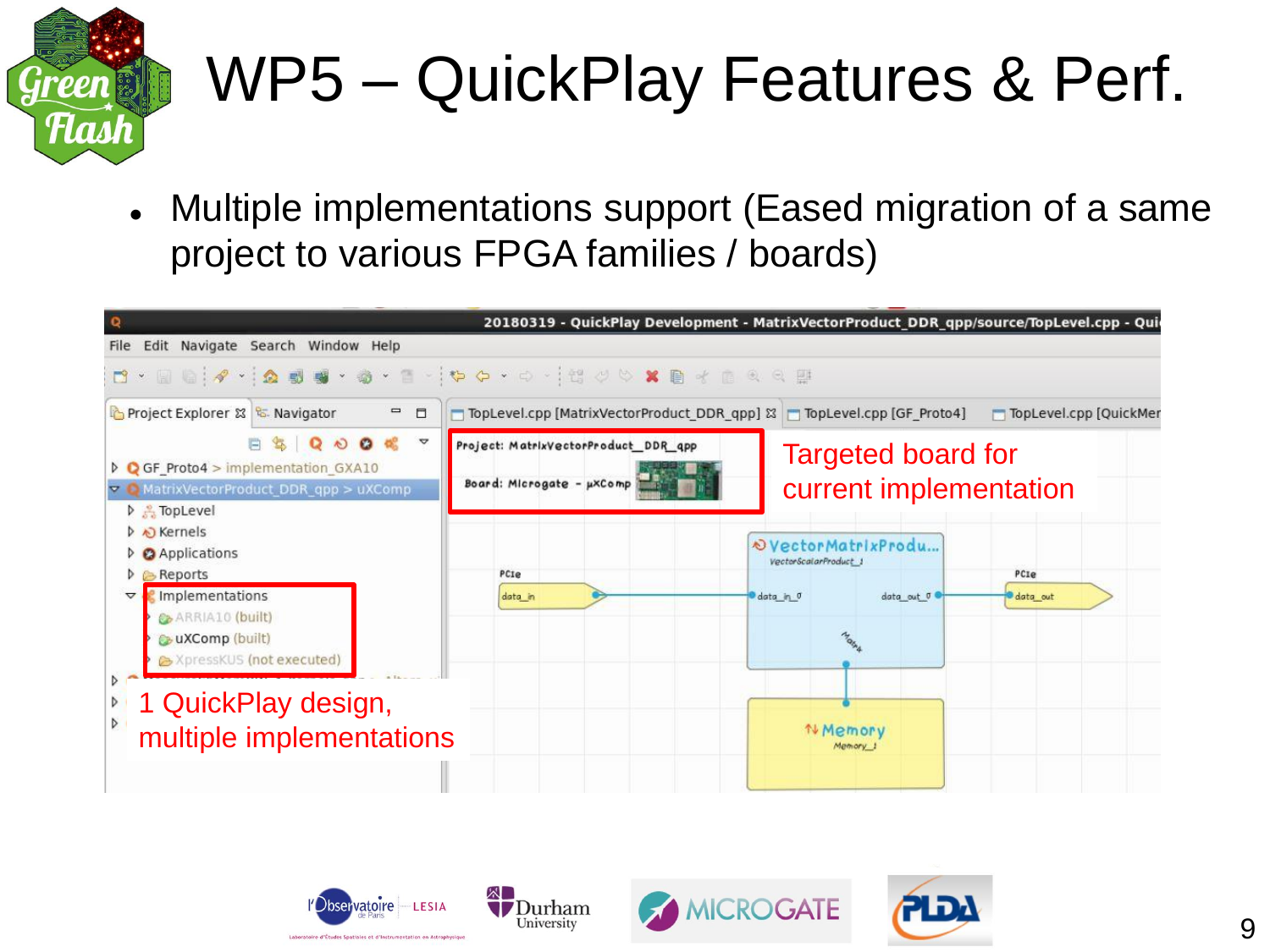# WP5 – QuickPlay Features & Perf.

- Multiple implementations support (Eased migration of a same project to various FPGA families / boards)

Targeted board for current implementation

1 QuickPlay design, multiple implementations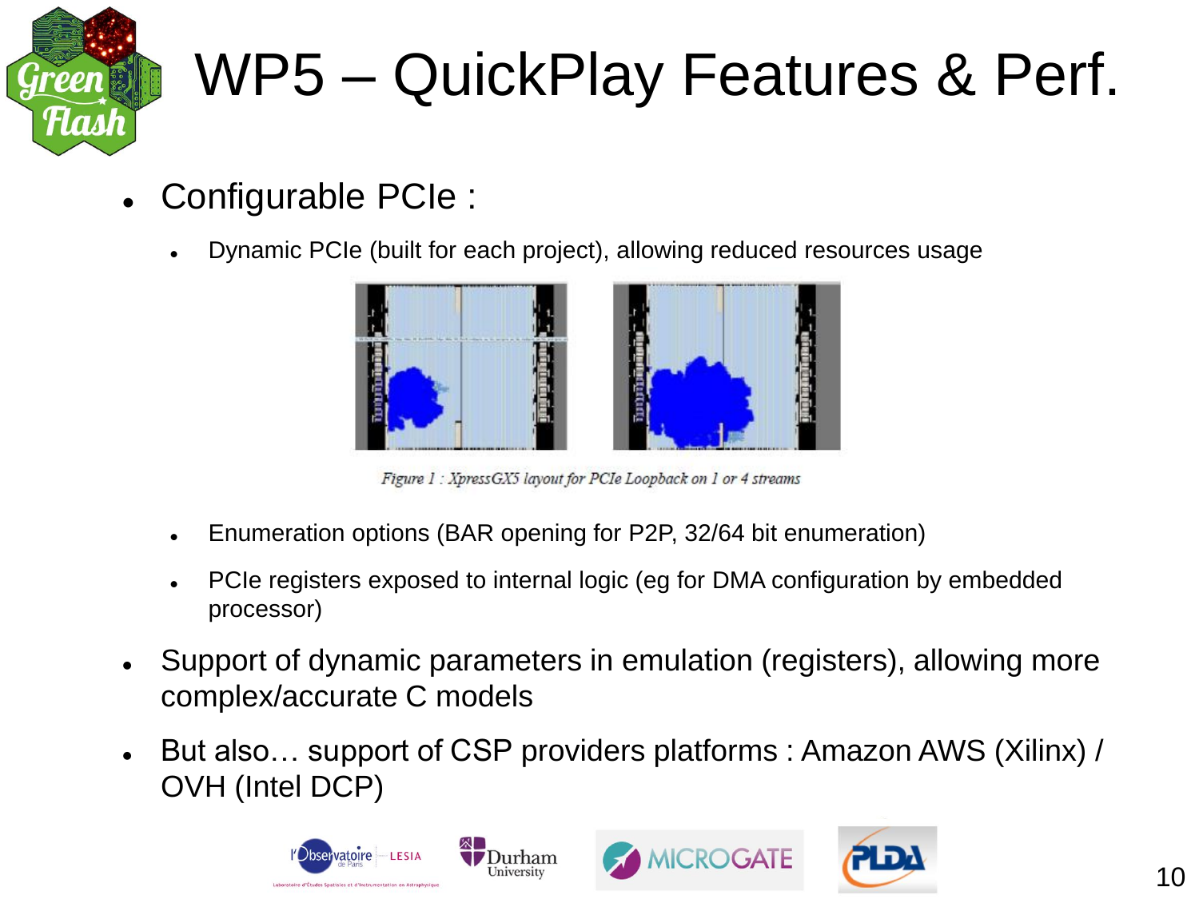# WP5 – QuickPlay Features & Perf.

- Configurable PCIe :
  - Dynamic PCIe (built for each project), allowing reduced resources usage

*Figure 1 : XpressGX5 layout for PCIe Loopback on 1 or 4 streams*

  - Enumeration options (BAR opening for P2P, 32/64 bit enumeration)
  - PCIe registers exposed to internal logic (eg for DMA configuration by embedded processor)
- Support of dynamic parameters in emulation (registers), allowing more complex/accurate C models
- But also… support of CSP providers platforms : Amazon AWS (Xilinx) / OVH (Intel DCP)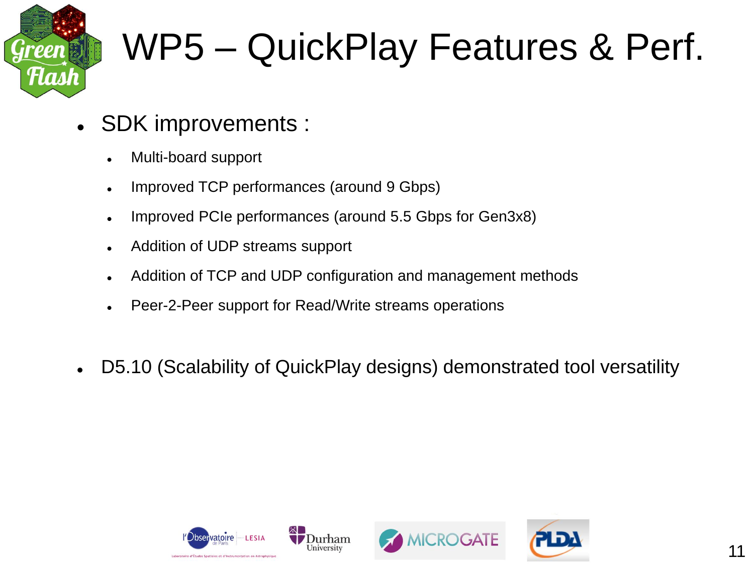# WP5 – QuickPlay Features & Perf.

- SDK improvements :
  - Multi-board support
  - Improved TCP performances (around 9 Gbps)
  - Improved PCIe performances (around 5.5 Gbps for Gen3x8)
  - Addition of UDP streams support
  - Addition of TCP and UDP configuration and management methods
  - Peer-2-Peer support for Read/Write streams operations
- D5.10 (Scalability of QuickPlay designs) demonstrated tool versatility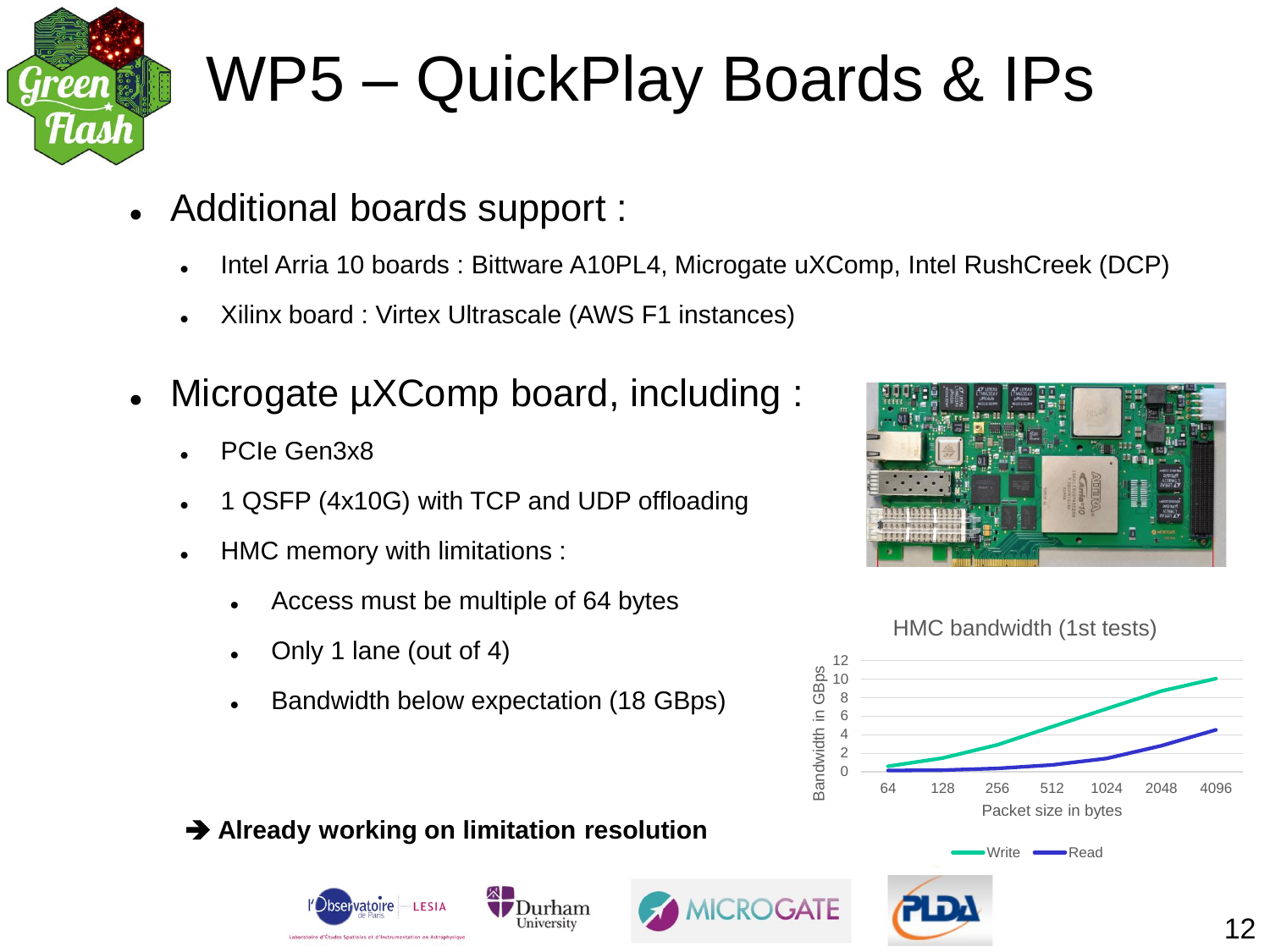# WP5 – QuickPlay Boards & IPs

- Additional boards support :
  - Intel Arria 10 boards : Bittware A10PL4, Microgate uXComp, Intel RushCreek (DCP)
  - Xilinx board : Virtex Ultrascale (AWS F1 instances)
- Microgate µXComp board, including :
  - PCIe Gen3x8
  - 1 QSFP (4x10G) with TCP and UDP offloading
  - HMC memory with limitations :
    - Access must be multiple of 64 bytes
    - Only 1 lane (out of 4)
    - Bandwidth below expectation (18 GBps)

HMC bandwidth (1st tests)

Bandwidth in GBps vs. Packet size in bytes (64, 128, 256, 512, 1024, 2048, 4096) — Write, Read

➔ **Already working on limitation resolution**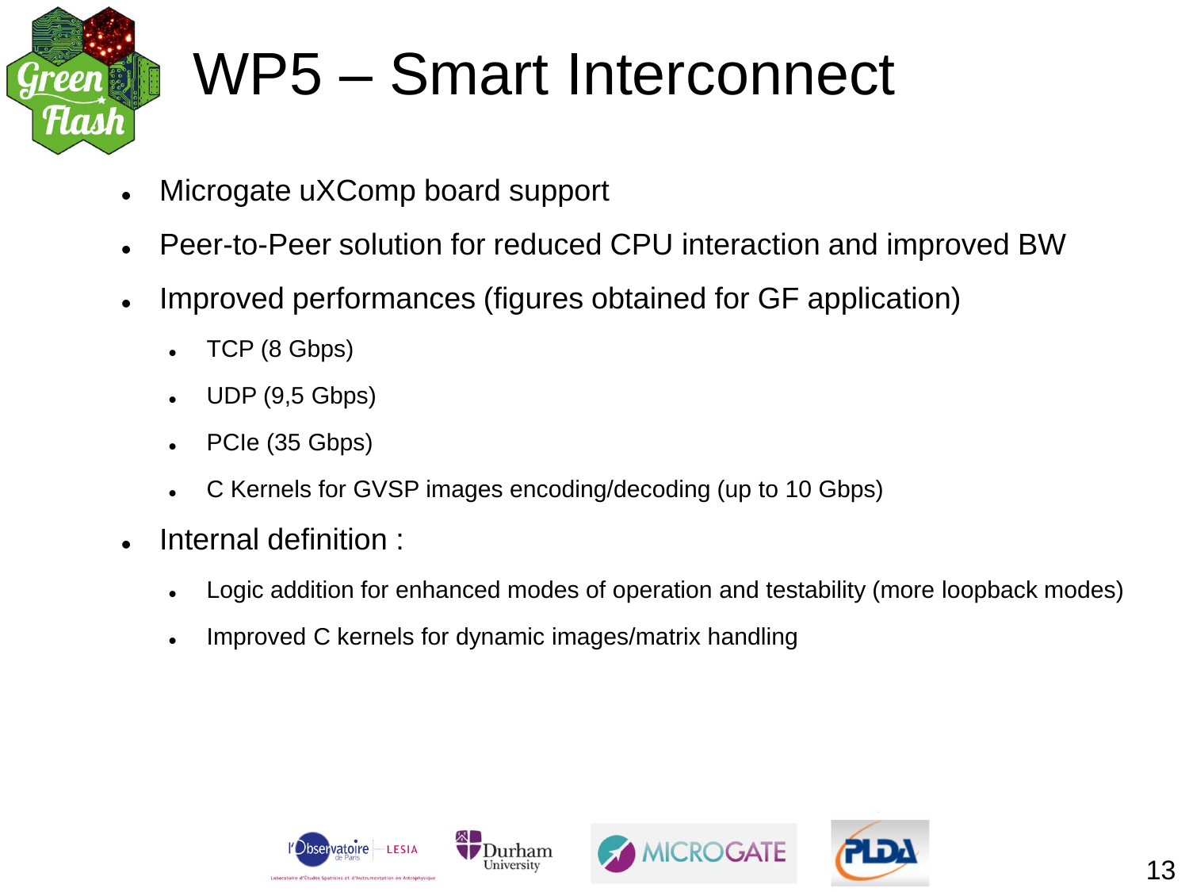# WP5 – Smart Interconnect

- Microgate uXComp board support
- Peer-to-Peer solution for reduced CPU interaction and improved BW
- Improved performances (figures obtained for GF application)
  - TCP (8 Gbps)
  - UDP (9,5 Gbps)
  - PCIe (35 Gbps)
  - C Kernels for GVSP images encoding/decoding (up to 10 Gbps)
- Internal definition :
  - Logic addition for enhanced modes of operation and testability (more loopback modes)
  - Improved C kernels for dynamic images/matrix handling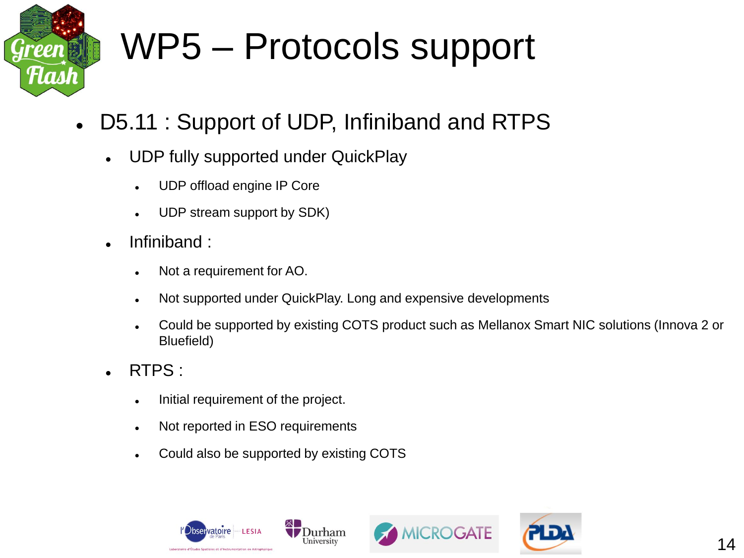# WP5 – Protocols support

- D5.11 : Support of UDP, Infiniband and RTPS
  - UDP fully supported under QuickPlay
    - UDP offload engine IP Core
    - UDP stream support by SDK)
  - Infiniband :
    - Not a requirement for AO.
    - Not supported under QuickPlay. Long and expensive developments
    - Could be supported by existing COTS product such as Mellanox Smart NIC solutions (Innova 2 or Bluefield)
  - RTPS :
    - Initial requirement of the project.
    - Not reported in ESO requirements
    - Could also be supported by existing COTS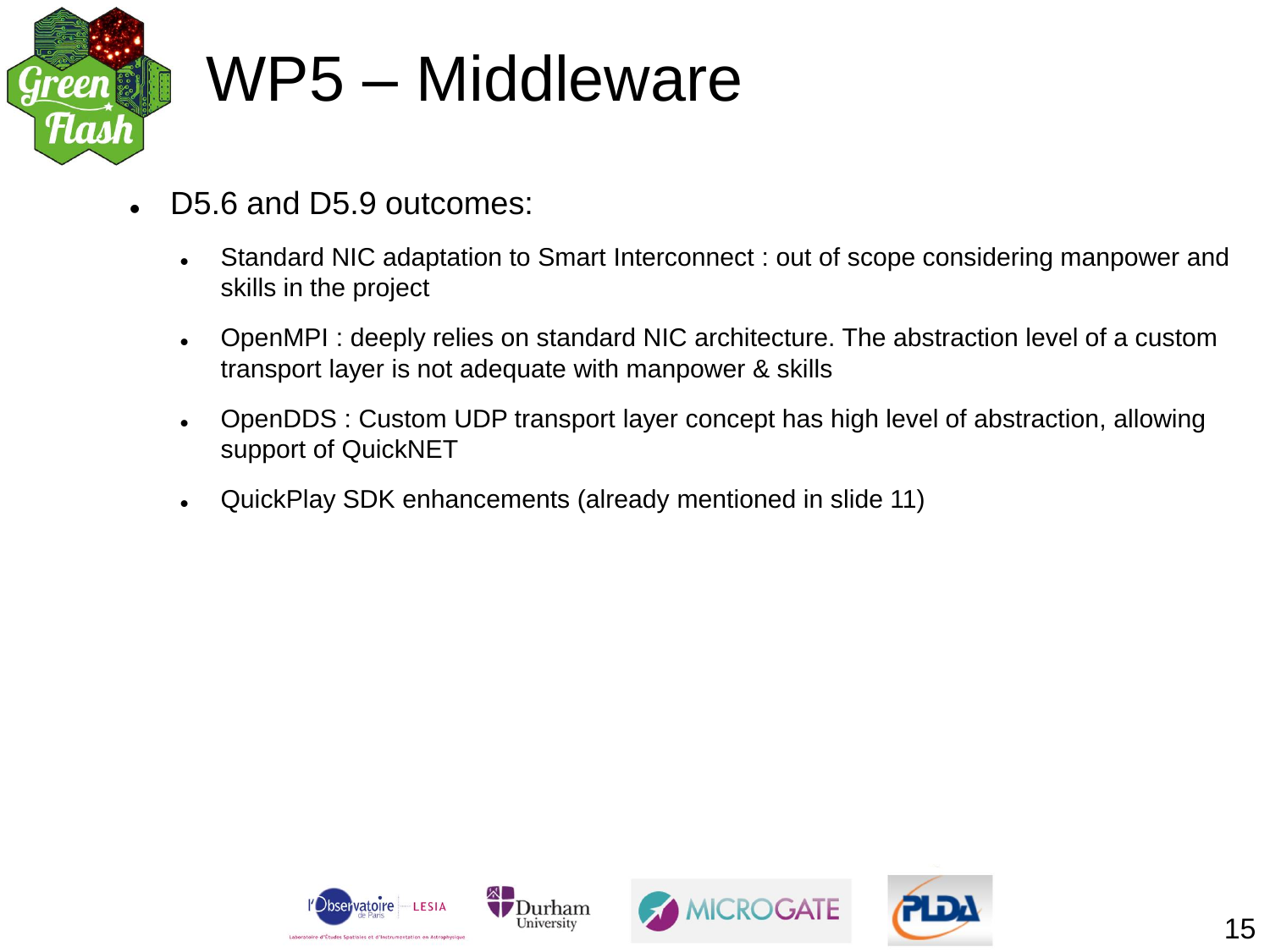# WP5 – Middleware

- D5.6 and D5.9 outcomes:
  - Standard NIC adaptation to Smart Interconnect : out of scope considering manpower and skills in the project
  - OpenMPI : deeply relies on standard NIC architecture. The abstraction level of a custom transport layer is not adequate with manpower & skills
  - OpenDDS : Custom UDP transport layer concept has high level of abstraction, allowing support of QuickNET
  - QuickPlay SDK enhancements (already mentioned in slide 11)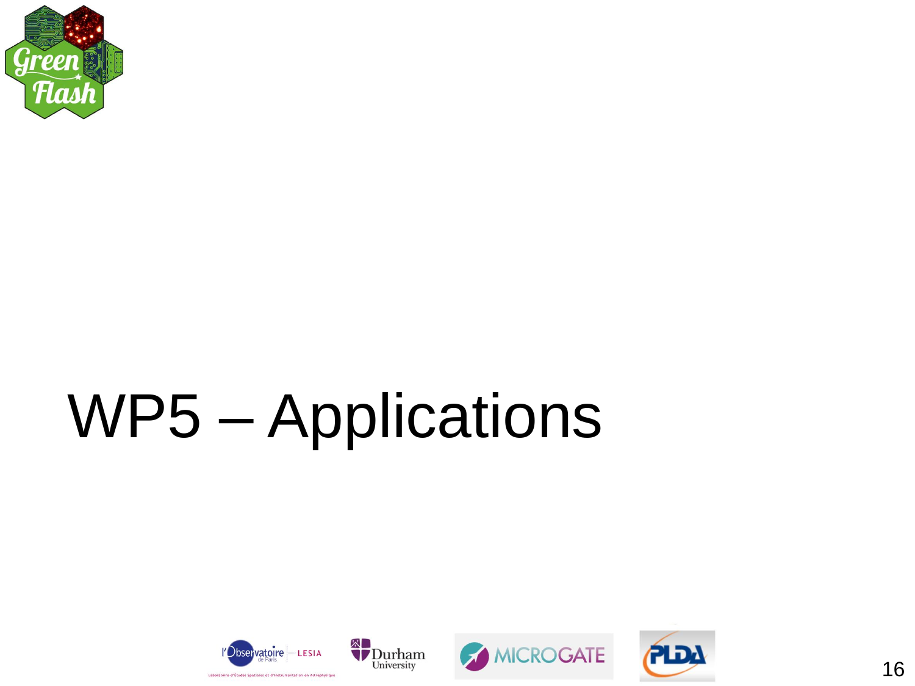# WP5 – Applications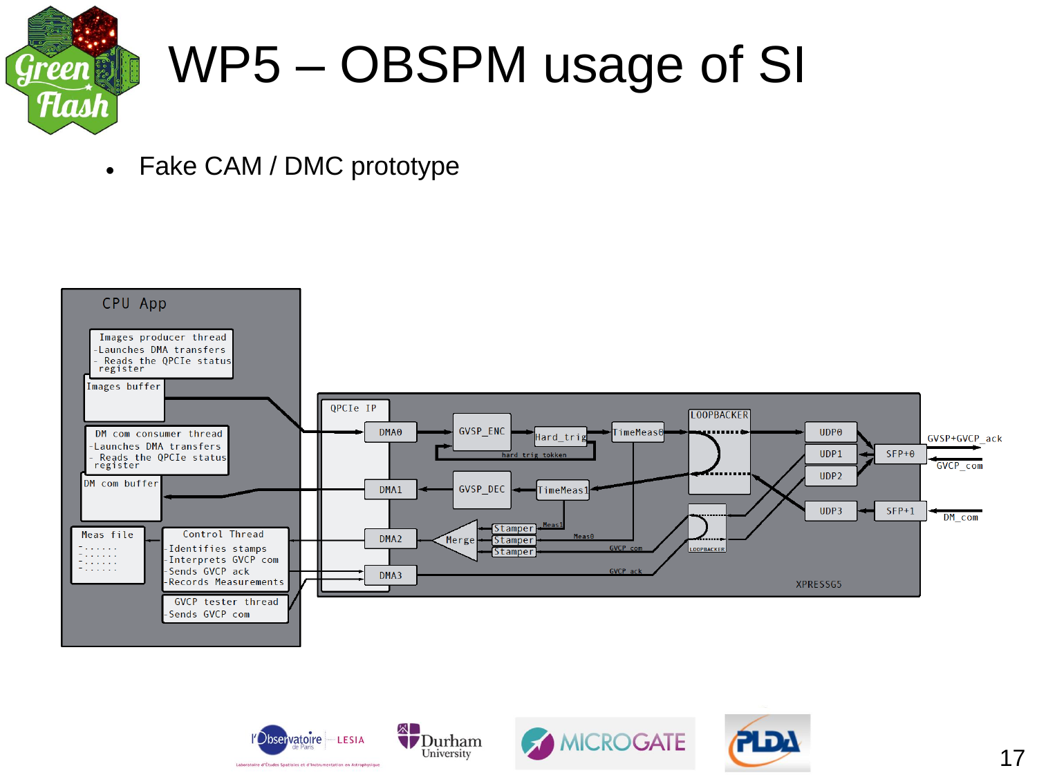# WP5 – OBSPM usage of SI

- Fake CAM / DMC prototype

CPU App

Images producer thread
- Launches DMA transfers
- Reads the QPCIe status register

Images buffer

DM com consumer thread
- Launches DMA transfers
- Reads the QPCIe status register

DM com buffer

Meas file

Control Thread
- Identifies stamps
- Interprets GVCP com
- Sends GVCP ack
- Records Measurements

GVCP tester thread
- Sends GVCP com

QPCIe IP

DMA0 — GVSP_ENC — Hard_trig — TimeMeas0 — LOOPBACKER — UDP0

hard trig tokken

DMA1 — GVSP_DEC — TimeMeas1

DMA2 — Merge — Stamper / Stamper / Stamper

Meas1 — Meas0

GVCP com

DMA3 — GVCP ack

LOOPBACKER

UDP1, UDP2, UDP3

SFP+0 — GVSP+GVCP_ack — GVCP_com

SFP+1 — DM_com

XPRESSG5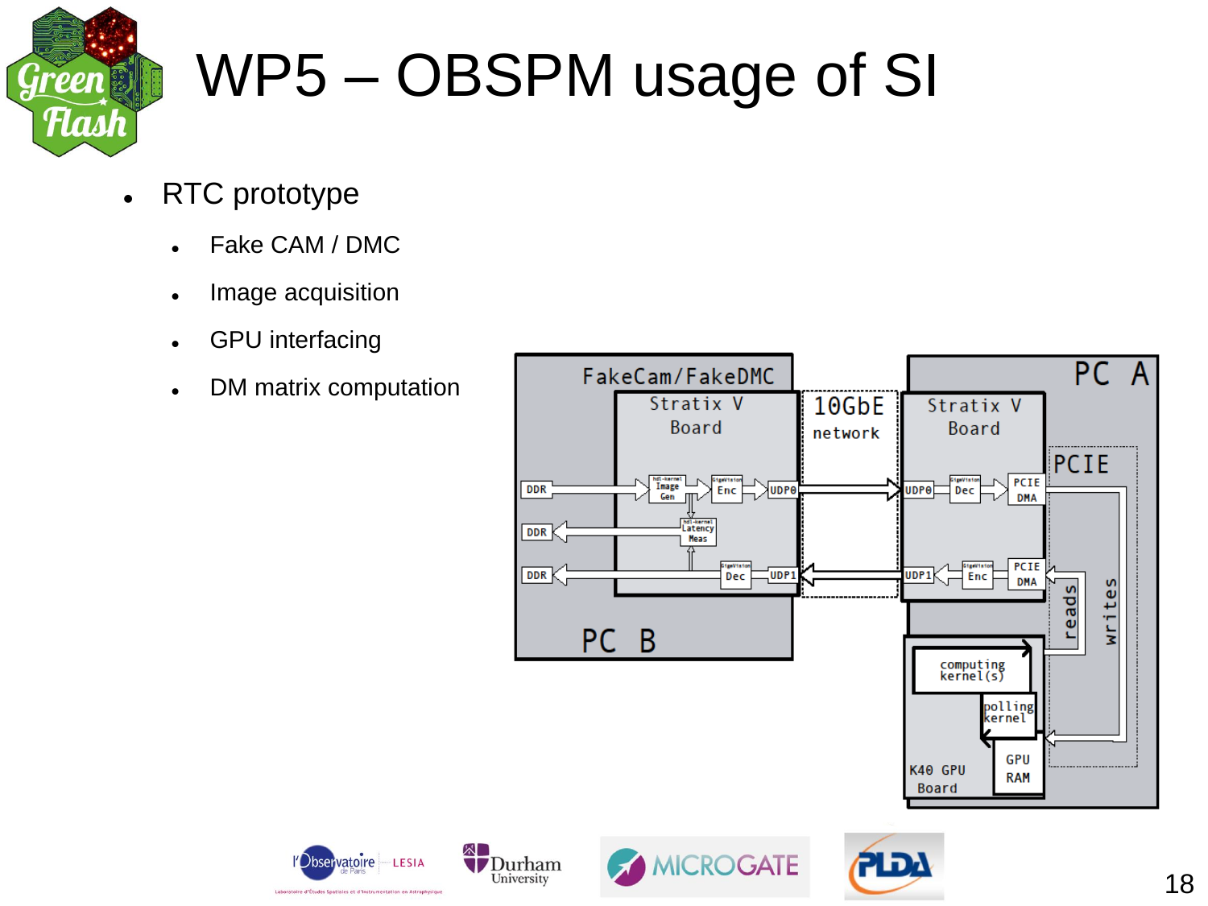# WP5 – OBSPM usage of SI

- RTC prototype
  - Fake CAM / DMC
  - Image acquisition
  - GPU interfacing
  - DM matrix computation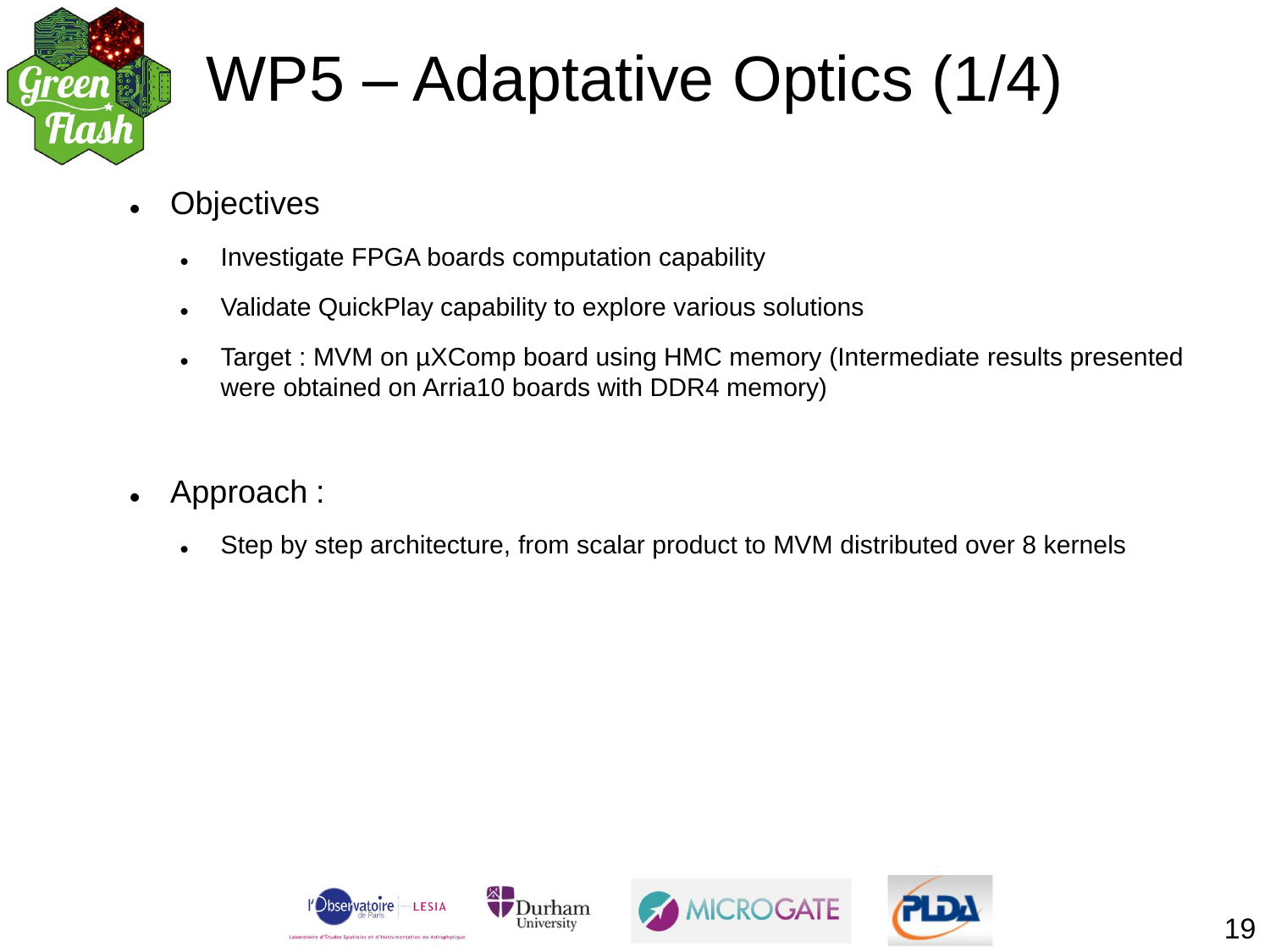# WP5 – Adaptative Optics (1/4)

- Objectives
  - Investigate FPGA boards computation capability
  - Validate QuickPlay capability to explore various solutions
  - Target : MVM on µXComp board using HMC memory (Intermediate results presented were obtained on Arria10 boards with DDR4 memory)

- Approach :
  - Step by step architecture, from scalar product to MVM distributed over 8 kernels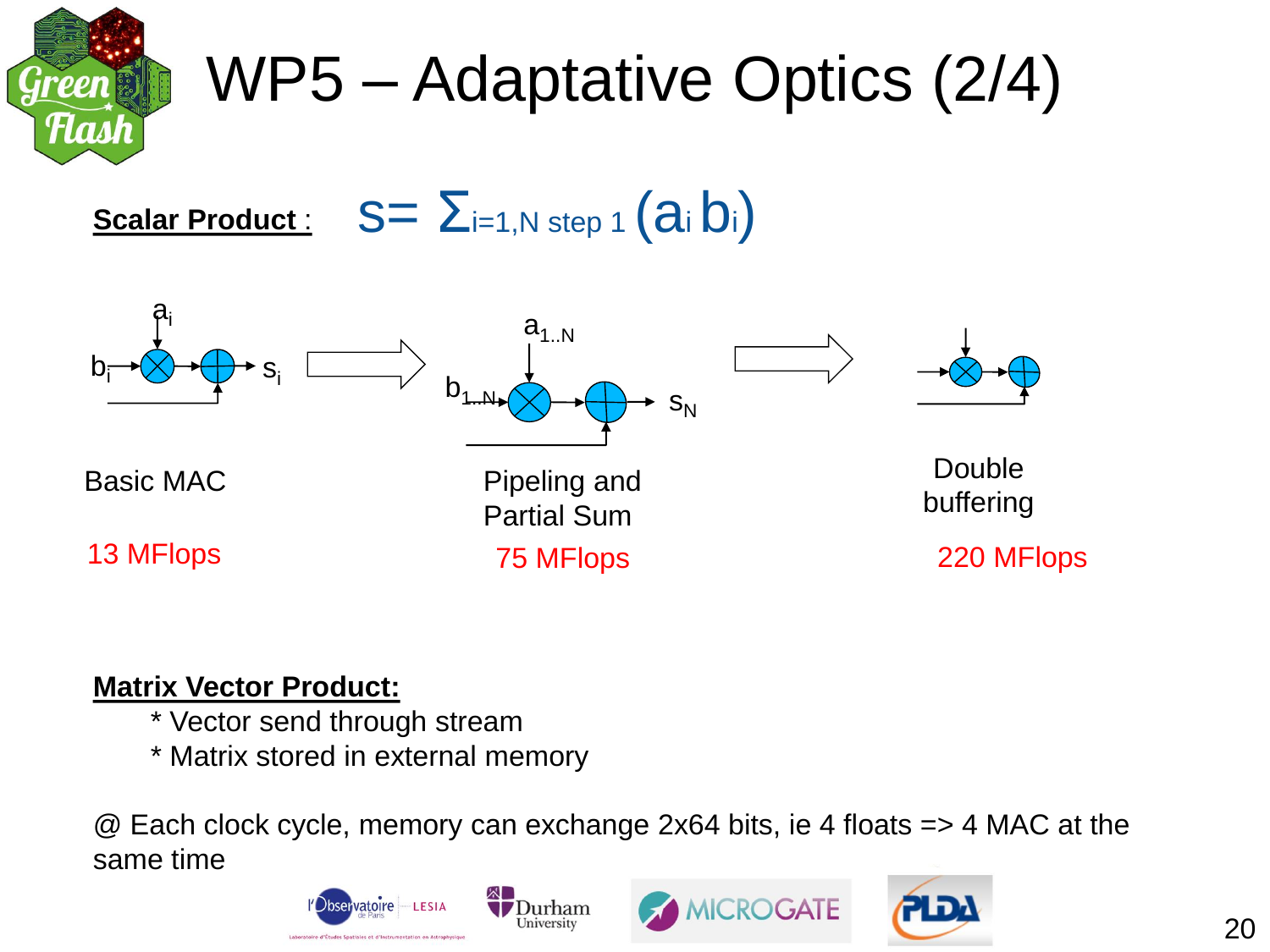# WP5 – Adaptative Optics (2/4)

**Scalar Product :** $s = \Sigma_{i=1,N \text{ step } 1} (a_i b_i)$

| Basic MAC | Pipeling and Partial Sum | Double buffering |
| --- | --- | --- |
| 13 MFlops | 75 MFlops | 220 MFlops |

**Matrix Vector Product:**

* Vector send through stream
* Matrix stored in external memory

@ Each clock cycle, memory can exchange 2x64 bits, ie 4 floats => 4 MAC at the same time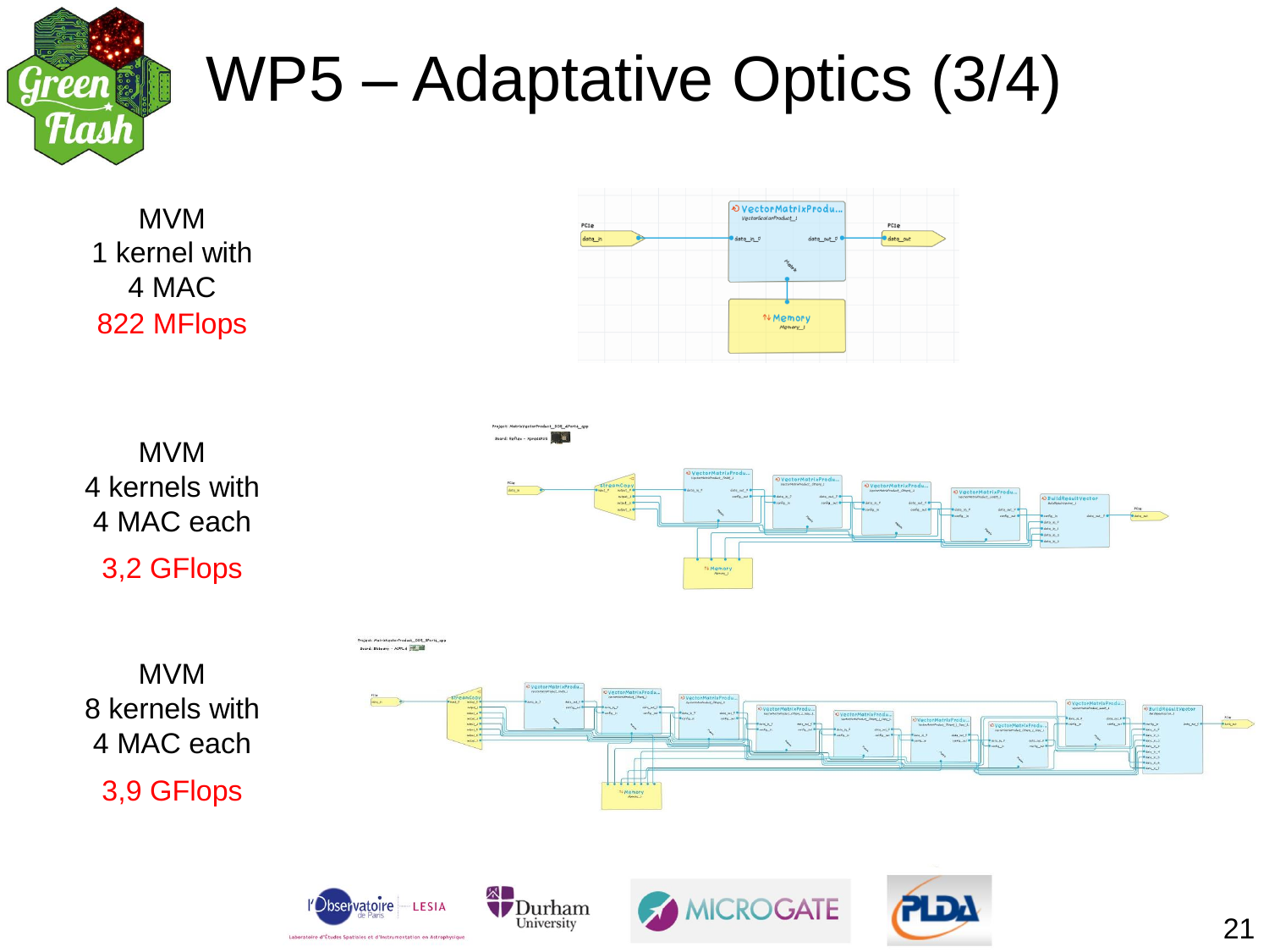# WP5 – Adaptative Optics (3/4)

MVM
1 kernel with
4 MAC
822 MFlops

MVM
4 kernels with
4 MAC each
3,2 GFlops

MVM
8 kernels with
4 MAC each
3,9 GFlops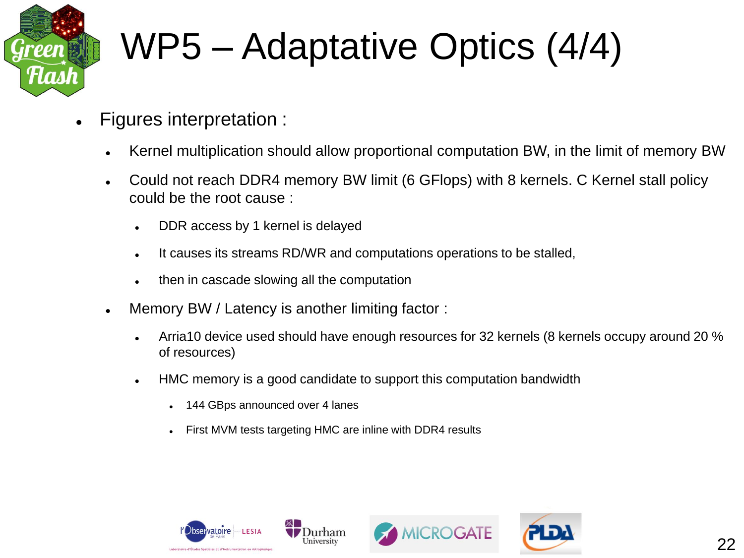# WP5 – Adaptative Optics (4/4)

- Figures interpretation :
  - Kernel multiplication should allow proportional computation BW, in the limit of memory BW
  - Could not reach DDR4 memory BW limit (6 GFlops) with 8 kernels. C Kernel stall policy could be the root cause :
    - DDR access by 1 kernel is delayed
    - It causes its streams RD/WR and computations operations to be stalled,
    - then in cascade slowing all the computation
  - Memory BW / Latency is another limiting factor :
    - Arria10 device used should have enough resources for 32 kernels (8 kernels occupy around 20 % of resources)
    - HMC memory is a good candidate to support this computation bandwidth
      - 144 GBps announced over 4 lanes
      - First MVM tests targeting HMC are inline with DDR4 results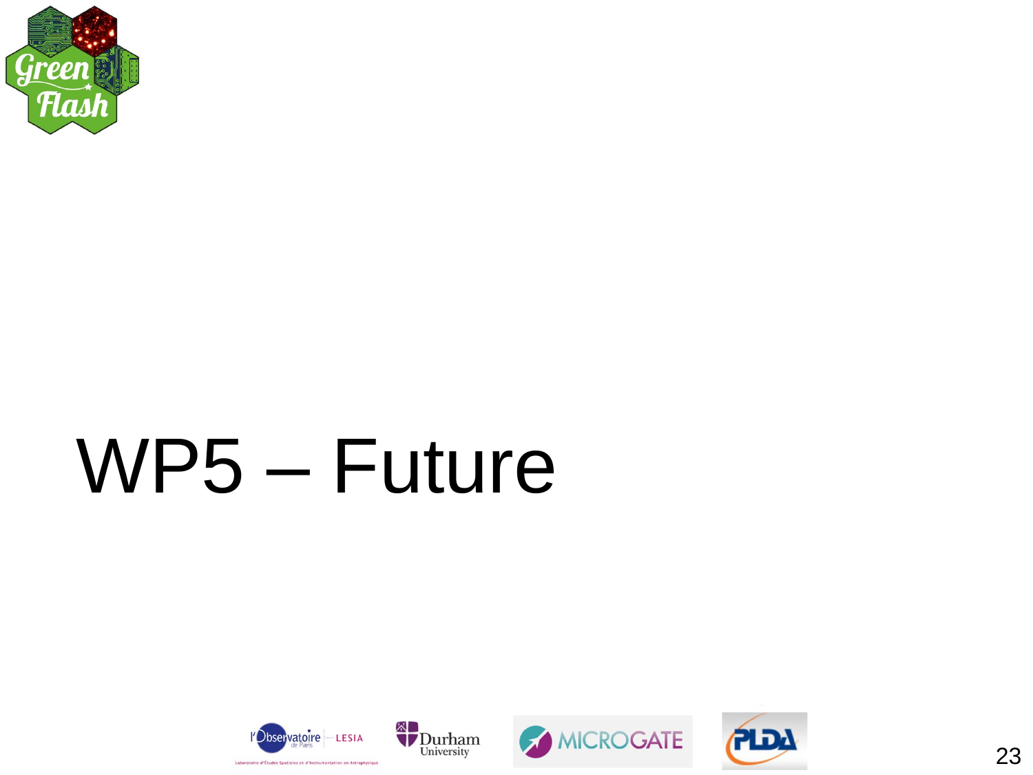# WP5 – Future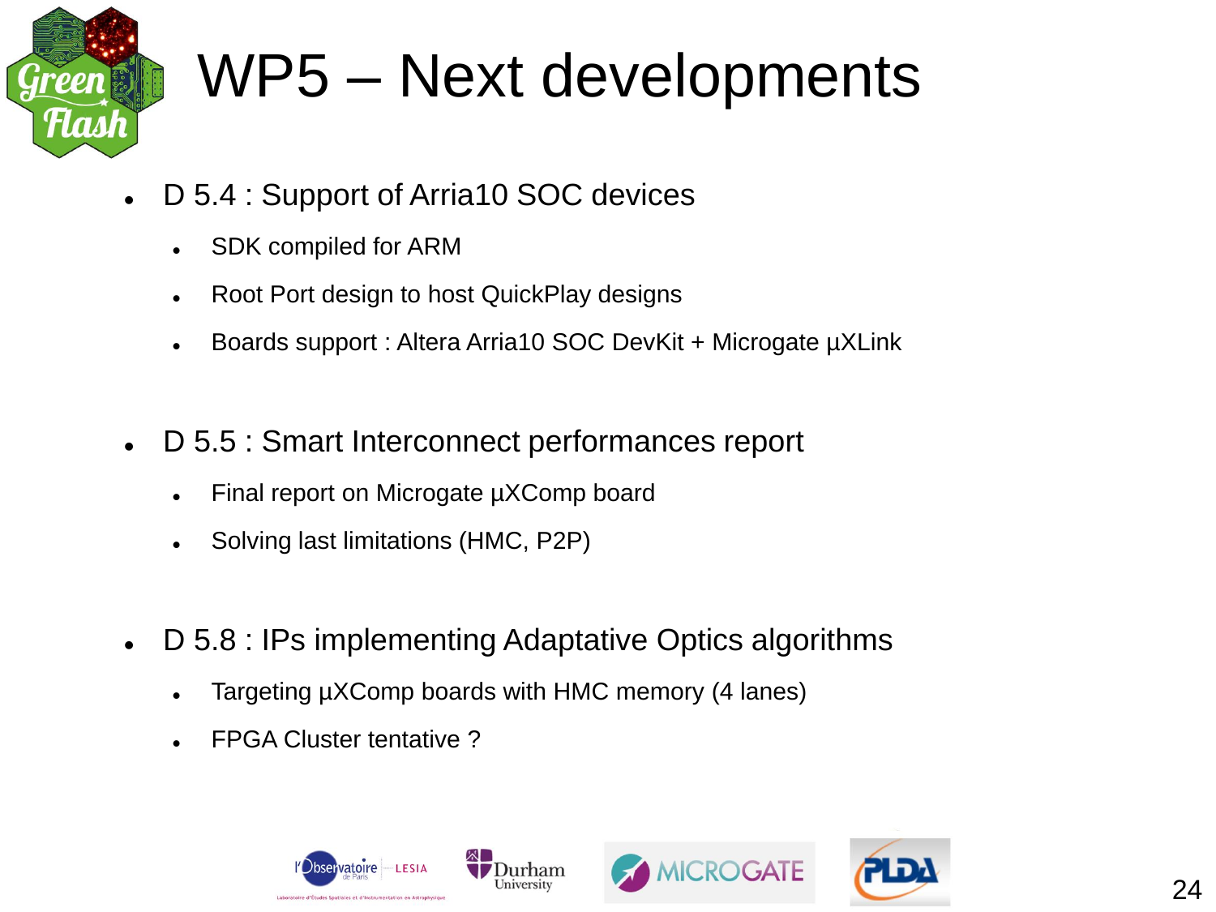# WP5 – Next developments

- D 5.4 : Support of Arria10 SOC devices
  - SDK compiled for ARM
  - Root Port design to host QuickPlay designs
  - Boards support : Altera Arria10 SOC DevKit + Microgate µXLink
- D 5.5 : Smart Interconnect performances report
  - Final report on Microgate µXComp board
  - Solving last limitations (HMC, P2P)
- D 5.8 : IPs implementing Adaptative Optics algorithms
  - Targeting µXComp boards with HMC memory (4 lanes)
  - FPGA Cluster tentative ?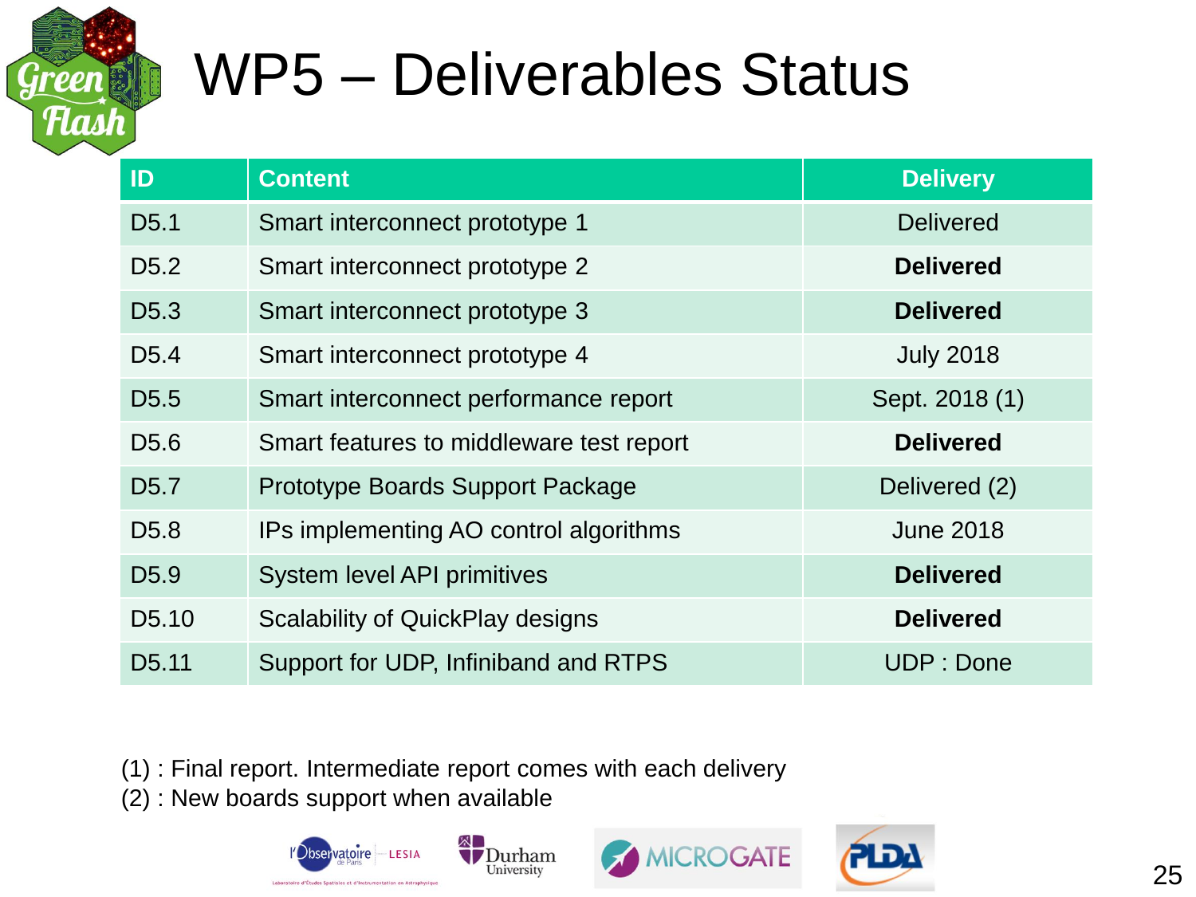# WP5 – Deliverables Status

| ID | Content | Delivery |
|---|---|---|
| D5.1 | Smart interconnect prototype 1 | Delivered |
| D5.2 | Smart interconnect prototype 2 | **Delivered** |
| D5.3 | Smart interconnect prototype 3 | **Delivered** |
| D5.4 | Smart interconnect prototype 4 | July 2018 |
| D5.5 | Smart interconnect performance report | Sept. 2018 (1) |
| D5.6 | Smart features to middleware test report | **Delivered** |
| D5.7 | Prototype Boards Support Package | Delivered (2) |
| D5.8 | IPs implementing AO control algorithms | June 2018 |
| D5.9 | System level API primitives | **Delivered** |
| D5.10 | Scalability of QuickPlay designs | **Delivered** |
| D5.11 | Support for UDP, Infiniband and RTPS | UDP : Done |

(1) : Final report. Intermediate report comes with each delivery

(2) : New boards support when available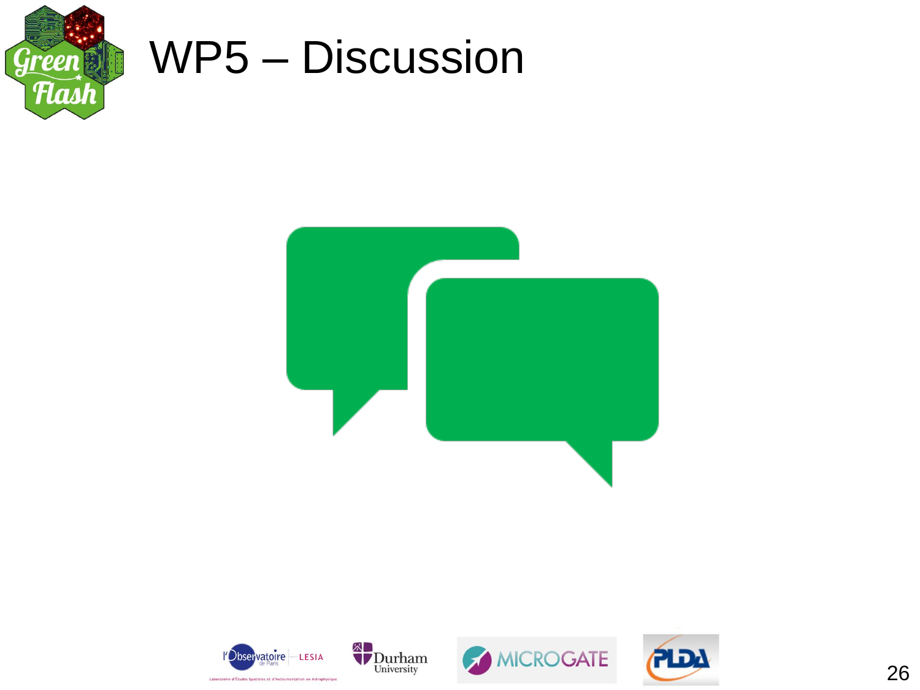# WP5 – Discussion